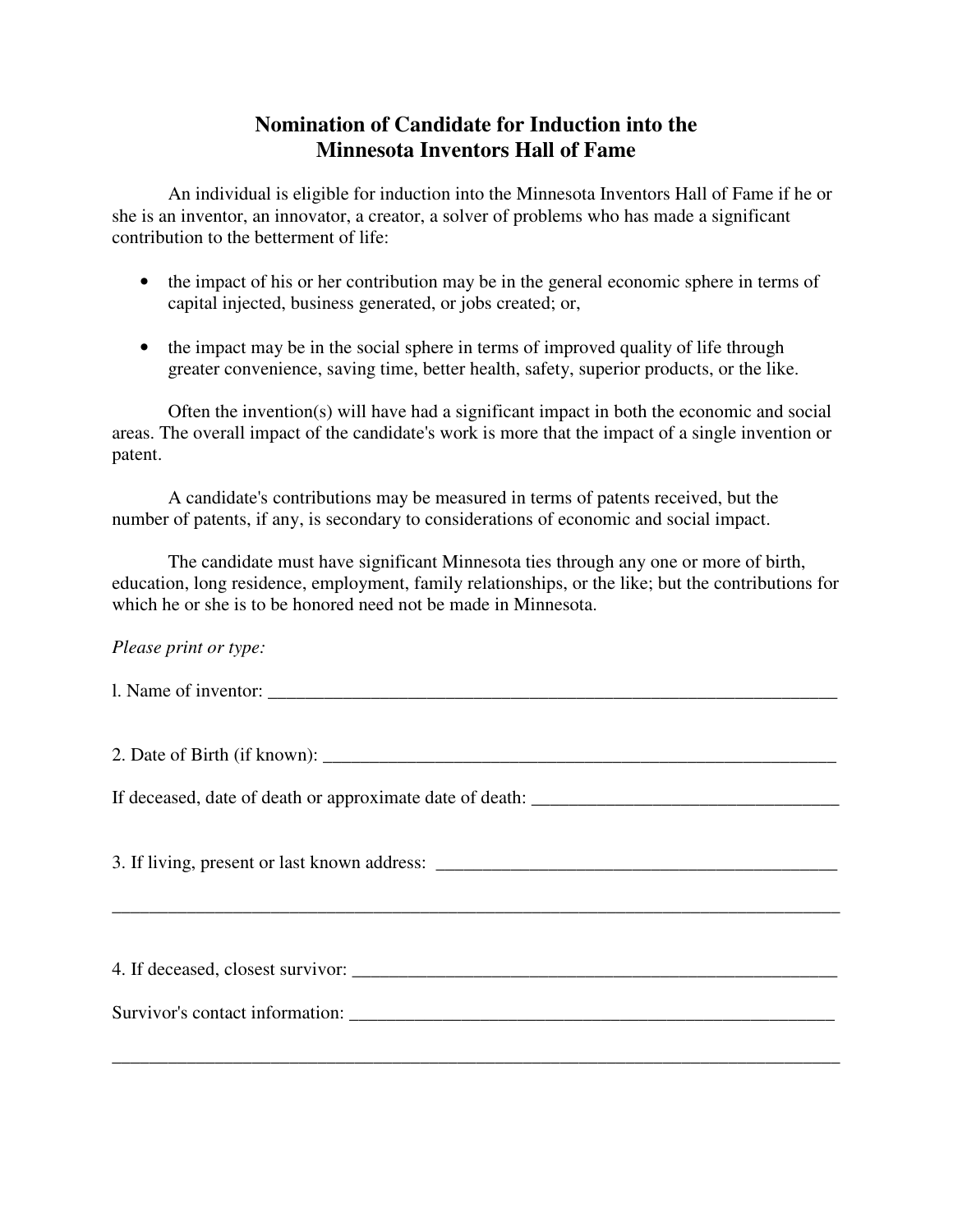# Nomination of Candidate for Induction into the Minnesota Inventors Hall of Fame

An individual is eligible for induction into the Minnesota Inventors Hall of Fame if he or she is an inventor, an innovator, a creator, a solver of problems who has made a significant contribution to the betterment of life:

- the impact of his or her contribution may be in the general economic sphere in terms of capital injected, business generated, or jobs created; or,
- the impact may be in the social sphere in terms of improved quality of life through greater convenience, saving time, better health, safety, superior products, or the like.

Often the invention(s) will have had a significant impact in both the economic and social areas. The overall impact of the candidate's work is more that the impact of a single invention or patent.

A candidate's contributions may be measured in terms of patents received, but the number of patents, if any, is secondary to considerations of economic and social impact.

The candidate must have significant Minnesota ties through any one or more of birth, education, long residence, employment, family relationships, or the like; but the contributions for which he or she is to be honored need not be made in Minnesota.

*Please print or type:*

l. Name of inventor: ___________________________________________________________

2. Date of Birth (if known): ______________________________________________________

If deceased, date of death or approximate date of death: ________________________________

3. If living, present or last known address: ___________________________________________

_____________________________________________________________________________

4. If deceased, closest survivor: ___________________________________________________

Survivor's contact information: ___________________________________________________

_____________________________________________________________________________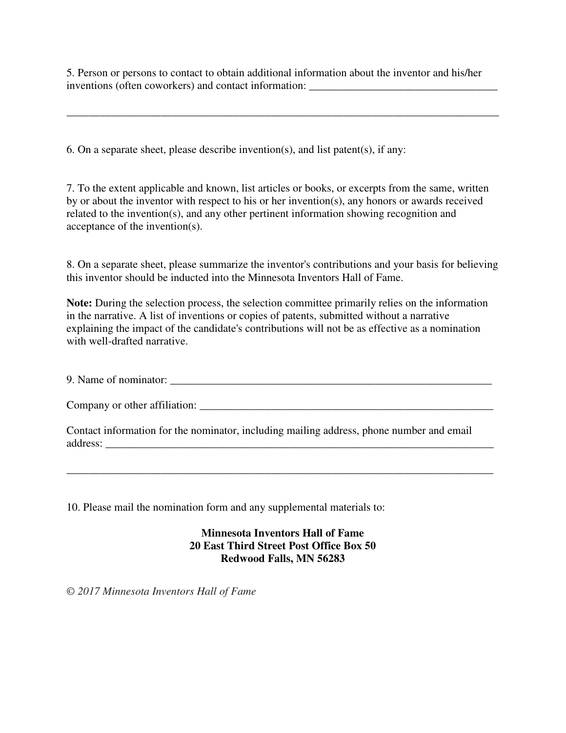5. Person or persons to contact to obtain additional information about the inventor and his/her inventions (often coworkers) and contact information: ___________________________________

___________________________________________________________________________________

6. On a separate sheet, please describe invention(s), and list patent(s), if any:

7. To the extent applicable and known, list articles or books, or excerpts from the same, written by or about the inventor with respect to his or her invention(s), any honors or awards received related to the invention(s), and any other pertinent information showing recognition and acceptance of the invention(s).

8. On a separate sheet, please summarize the inventor's contributions and your basis for believing this inventor should be inducted into the Minnesota Inventors Hall of Fame.

**Note:** During the selection process, the selection committee primarily relies on the information in the narrative. A list of inventions or copies of patents, submitted without a narrative explaining the impact of the candidate's contributions will not be as effective as a nomination with well-drafted narrative.

9. Name of nominator: ______________________________________________________________

Company or other affiliation: _______________________________________________________

Contact information for the nominator, including mailing address, phone number and email address: __________________________________________________________________________

___________________________________________________________________________________

10. Please mail the nomination form and any supplemental materials to:

**Minnesota Inventors Hall of Fame**
**20 East Third Street Post Office Box 50**
**Redwood Falls, MN 56283**

*© 2017 Minnesota Inventors Hall of Fame*